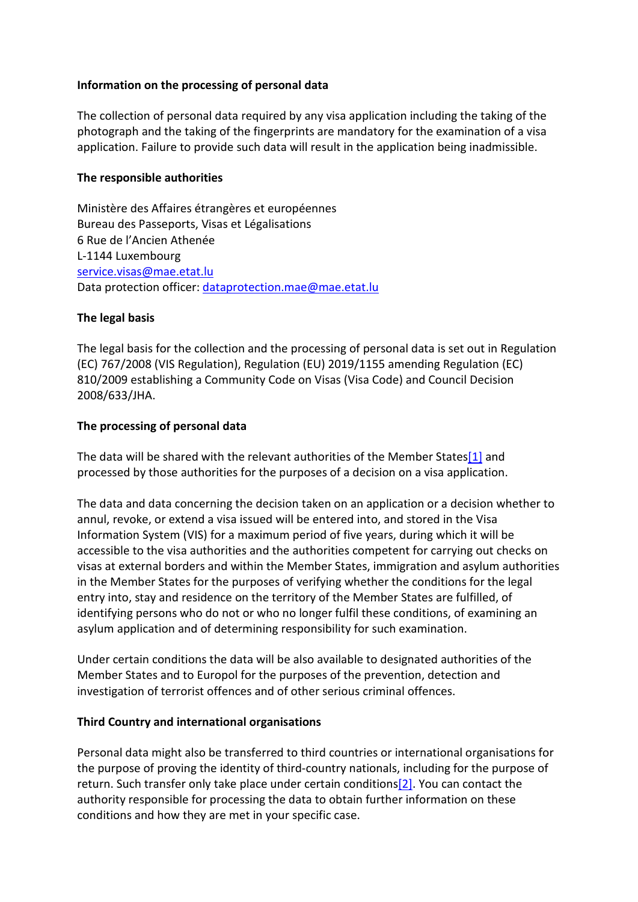**Information on the processing of personal data**

The collection of personal data required by any visa application including the taking of the photograph and the taking of the fingerprints are mandatory for the examination of a visa application. Failure to provide such data will result in the application being inadmissible.

**The responsible authorities**

Ministère des Affaires étrangères et européennes
Bureau des Passeports, Visas et Légalisations
6 Rue de l'Ancien Athenée
L-1144 Luxembourg
service.visas@mae.etat.lu
Data protection officer: dataprotection.mae@mae.etat.lu

**The legal basis**

The legal basis for the collection and the processing of personal data is set out in Regulation (EC) 767/2008 (VIS Regulation), Regulation (EU) 2019/1155 amending Regulation (EC) 810/2009 establishing a Community Code on Visas (Visa Code) and Council Decision 2008/633/JHA.

**The processing of personal data**

The data will be shared with the relevant authorities of the Member States[1] and processed by those authorities for the purposes of a decision on a visa application.

The data and data concerning the decision taken on an application or a decision whether to annul, revoke, or extend a visa issued will be entered into, and stored in the Visa Information System (VIS) for a maximum period of five years, during which it will be accessible to the visa authorities and the authorities competent for carrying out checks on visas at external borders and within the Member States, immigration and asylum authorities in the Member States for the purposes of verifying whether the conditions for the legal entry into, stay and residence on the territory of the Member States are fulfilled, of identifying persons who do not or who no longer fulfil these conditions, of examining an asylum application and of determining responsibility for such examination.

Under certain conditions the data will be also available to designated authorities of the Member States and to Europol for the purposes of the prevention, detection and investigation of terrorist offences and of other serious criminal offences.

**Third Country and international organisations**

Personal data might also be transferred to third countries or international organisations for the purpose of proving the identity of third-country nationals, including for the purpose of return. Such transfer only take place under certain conditions[2]. You can contact the authority responsible for processing the data to obtain further information on these conditions and how they are met in your specific case.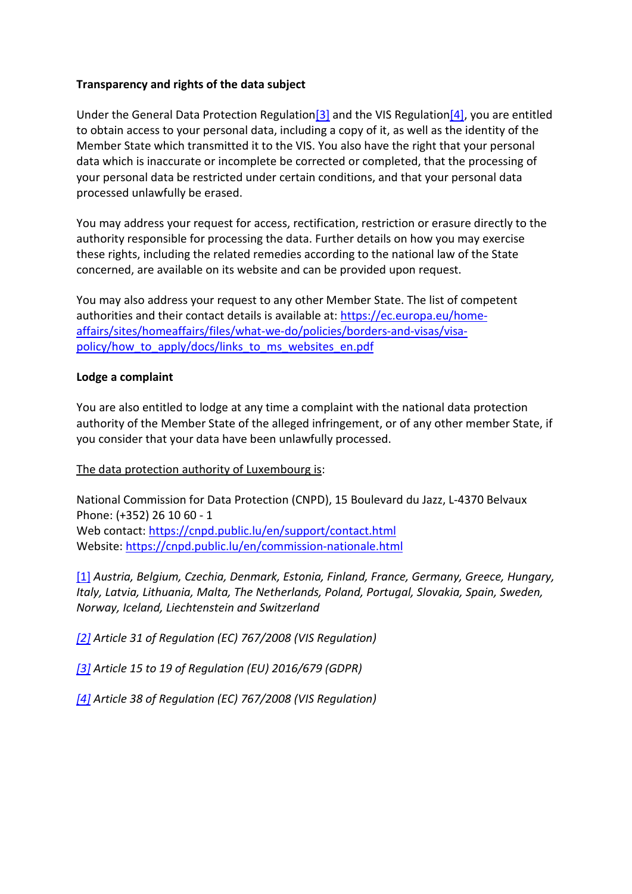**Transparency and rights of the data subject**

Under the General Data Protection Regulation[3] and the VIS Regulation[4], you are entitled to obtain access to your personal data, including a copy of it, as well as the identity of the Member State which transmitted it to the VIS. You also have the right that your personal data which is inaccurate or incomplete be corrected or completed, that the processing of your personal data be restricted under certain conditions, and that your personal data processed unlawfully be erased.

You may address your request for access, rectification, restriction or erasure directly to the authority responsible for processing the data. Further details on how you may exercise these rights, including the related remedies according to the national law of the State concerned, are available on its website and can be provided upon request.

You may also address your request to any other Member State. The list of competent authorities and their contact details is available at: https://ec.europa.eu/home-affairs/sites/homeaffairs/files/what-we-do/policies/borders-and-visas/visa-policy/how_to_apply/docs/links_to_ms_websites_en.pdf

**Lodge a complaint**

You are also entitled to lodge at any time a complaint with the national data protection authority of the Member State of the alleged infringement, or of any other member State, if you consider that your data have been unlawfully processed.

The data protection authority of Luxembourg is:

National Commission for Data Protection (CNPD), 15 Boulevard du Jazz, L-4370 Belvaux
Phone: (+352) 26 10 60 - 1
Web contact: https://cnpd.public.lu/en/support/contact.html
Website: https://cnpd.public.lu/en/commission-nationale.html

[1] *Austria, Belgium, Czechia, Denmark, Estonia, Finland, France, Germany, Greece, Hungary, Italy, Latvia, Lithuania, Malta, The Netherlands, Poland, Portugal, Slovakia, Spain, Sweden, Norway, Iceland, Liechtenstein and Switzerland*

[2] *Article 31 of Regulation (EC) 767/2008 (VIS Regulation)*

[3] *Article 15 to 19 of Regulation (EU) 2016/679 (GDPR)*

[4] *Article 38 of Regulation (EC) 767/2008 (VIS Regulation)*